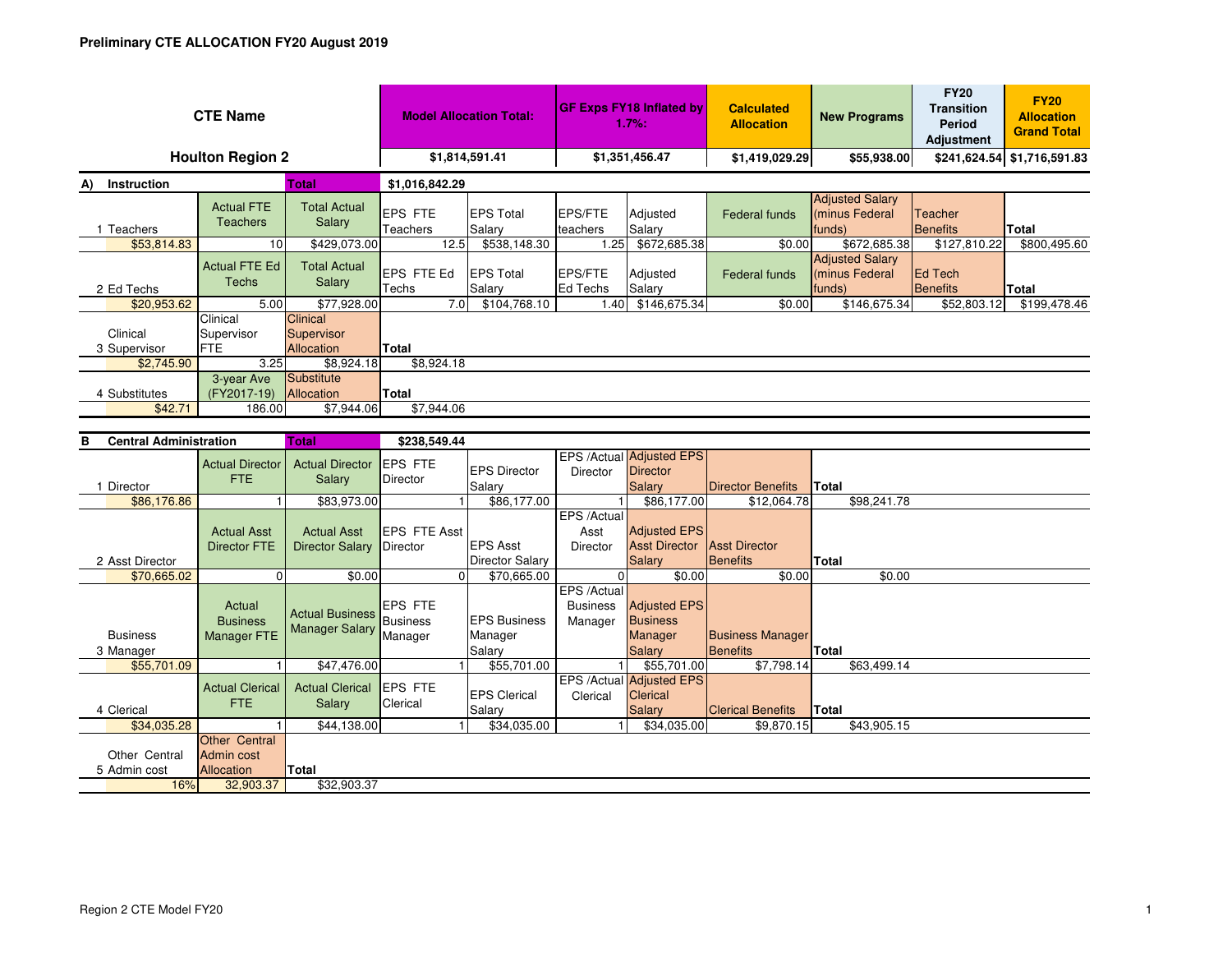**Preliminary CTE ALLOCATION FY20 August 2019**

| CTE Name | Model Allocation Total: | GF Exps FY18 Inflated by 1.7%: | Calculated Allocation | New Programs | FY20 Transition Period Adjustment | FY20 Allocation Grand Total |
|---|---|---|---|---|---|---|
| Houlton Region 2 | $1,814,591.41 | $1,351,456.47 | $1,419,029.29 | $55,938.00 | $241,624.54 | $1,716,591.83 |

**A) Instruction** — Total: $1,016,842.29

| | | | | | | | | | | |
|---|---|---|---|---|---|---|---|---|---|---|
| 1 Teachers | Actual FTE Teachers | Total Actual Salary | EPS FTE Teachers | EPS Total Salary | EPS/FTE teachers | Adjusted Salary | Federal funds | Adjusted Salary (minus Federal funds) | Teacher Benefits | Total |
| $53,814.83 | 10 | $429,073.00 | 12.5 | $538,148.30 | 1.25 | $672,685.38 | $0.00 | $672,685.38 | $127,810.22 | $800,495.60 |
| 2 Ed Techs | Actual FTE Ed Techs | Total Actual Salary | EPS FTE Ed Techs | EPS Total Salary | EPS/FTE Ed Techs | Adjusted Salary | Federal funds | Adjusted Salary (minus Federal funds) | Ed Tech Benefits | Total |
| $20,953.62 | 5.00 | $77,928.00 | 7.0 | $104,768.10 | 1.40 | $146,675.34 | $0.00 | $146,675.34 | $52,803.12 | $199,478.46 |
| 3 Clinical Supervisor | Clinical Supervisor FTE | Clinical Supervisor Allocation | Total | | | | | | | |
| $2,745.90 | 3.25 | $8,924.18 | $8,924.18 | | | | | | | |
| 4 Substitutes | 3-year Ave (FY2017-19) | Substitute Allocation | Total | | | | | | | |
| $42.71 | 186.00 | $7,944.06 | $7,944.06 | | | | | | | |

**B Central Administration** — Total: $238,549.44

| | | | | | | | | |
|---|---|---|---|---|---|---|---|---|
| 1 Director | Actual Director FTE | Actual Director Salary | EPS FTE Director | EPS Director Salary | EPS /Actual Director | Adjusted EPS Director Salary | Director Benefits | Total |
| $86,176.86 | 1 | $83,973.00 | 1 | $86,177.00 | 1 | $86,177.00 | $12,064.78 | $98,241.78 |
| 2 Asst Director | Actual Asst Director FTE | Actual Asst Director Salary | EPS FTE Asst Director | EPS Asst Director Salary | EPS /Actual Asst Director | Adjusted EPS Asst Director Salary | Asst Director Benefits | Total |
| $70,665.02 | 0 | $0.00 | 0 | $70,665.00 | 0 | $0.00 | $0.00 | $0.00 |
| 3 Business Manager | Actual Business Manager FTE | Actual Business Manager Salary | EPS FTE Business Manager | EPS Business Manager Salary | EPS /Actual Business Manager | Adjusted EPS Business Manager Salary | Business Manager Benefits | Total |
| $55,701.09 | 1 | $47,476.00 | 1 | $55,701.00 | 1 | $55,701.00 | $7,798.14 | $63,499.14 |
| 4 Clerical | Actual Clerical FTE | Actual Clerical Salary | EPS FTE Clerical | EPS Clerical Salary | EPS /Actual Clerical | Adjusted EPS Clerical Salary | Clerical Benefits | Total |
| $34,035.28 | 1 | $44,138.00 | 1 | $34,035.00 | 1 | $34,035.00 | $9,870.15 | $43,905.15 |
| 5 Other Central Admin cost | Other Central Admin cost Allocation | Total | | | | | | |
| 16% | 32,903.37 | $32,903.37 | | | | | | |

Region 2 CTE Model FY20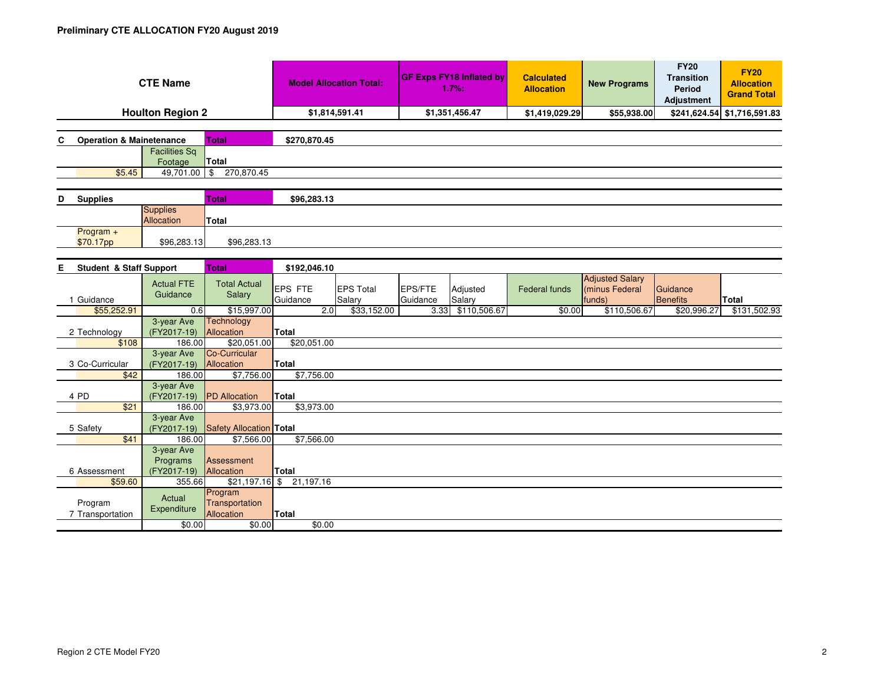**Preliminary CTE ALLOCATION FY20 August 2019**

| CTE Name | Model Allocation Total: | GF Exps FY18 Inflated by 1.7%: | Calculated Allocation | New Programs | FY20 Transition Period Adjustment | FY20 Allocation Grand Total |
|---|---|---|---|---|---|---|
| Houlton Region 2 | $1,814,591.41 | $1,351,456.47 | $1,419,029.29 | $55,938.00 | $241,624.54 | $1,716,591.83 |

| | | | | |
|---|---|---|---|---|
| **C** | **Operation & Mainetenance** | | **Total** | **$270,870.45** |
| | | Facilities Sq Footage | **Total** | |
| | $5.45 | 49,701.00 | $ 270,870.45 | |

| | | | | |
|---|---|---|---|---|
| **D** | **Supplies** | | **Total** | **$96,283.13** |
| | | Supplies Allocation | **Total** | |
| | Program + $70.17pp | $96,283.13 | $96,283.13 | |

| | | | | | | | | | | | |
|---|---|---|---|---|---|---|---|---|---|---|---|
| **E** | **Student & Staff Support** | | **Total** | **$192,046.10** | | | | | | | |
| 1 | Guidance | Actual FTE Guidance | Total Actual Salary | EPS FTE Guidance | EPS Total Salary | EPS/FTE Guidance | Adjusted Salary | Federal funds | Adjusted Salary (minus Federal funds) | Guidance Benefits | **Total** |
| | $55,252.91 | 0.6 | $15,997.00 | 2.0 | $33,152.00 | 3.33 | $110,506.67 | $0.00 | $110,506.67 | $20,996.27 | $131,502.93 |
| 2 | Technology | 3-year Ave (FY2017-19) | Technology Allocation | **Total** | | | | | | | |
| | $108 | 186.00 | $20,051.00 | $20,051.00 | | | | | | | |
| 3 | Co-Curricular | 3-year Ave (FY2017-19) | Co-Curricular Allocation | **Total** | | | | | | | |
| | $42 | 186.00 | $7,756.00 | $7,756.00 | | | | | | | |
| 4 | PD | 3-year Ave (FY2017-19) | PD Allocation | **Total** | | | | | | | |
| | $21 | 186.00 | $3,973.00 | $3,973.00 | | | | | | | |
| 5 | Safety | 3-year Ave (FY2017-19) | Safety Allocation | **Total** | | | | | | | |
| | $41 | 186.00 | $7,566.00 | $7,566.00 | | | | | | | |
| 6 | Assessment | 3-year Ave Programs (FY2017-19) | Assessment Allocation | **Total** | | | | | | | |
| | $59.60 | 355.66 | $21,197.16 | $ 21,197.16 | | | | | | | |
| 7 | Program Transportation | Actual Expenditure | Program Transportation Allocation | **Total** | | | | | | | |
| | | $0.00 | $0.00 | $0.00 | | | | | | | |

Region 2 CTE Model FY20